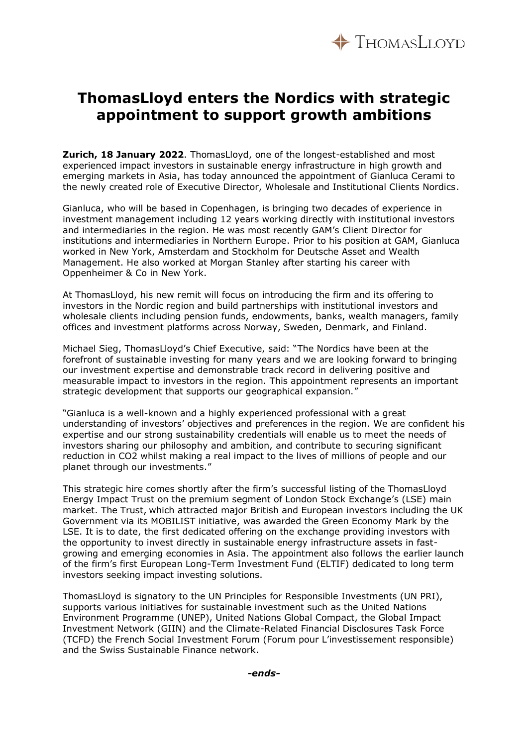# ThomasLloyd enters the Nordics with strategic appointment to support growth ambitions

**Zurich, 18 January 2022**. ThomasLloyd, one of the longest-established and most experienced impact investors in sustainable energy infrastructure in high growth and emerging markets in Asia, has today announced the appointment of Gianluca Cerami to the newly created role of Executive Director, Wholesale and Institutional Clients Nordics.

Gianluca, who will be based in Copenhagen, is bringing two decades of experience in investment management including 12 years working directly with institutional investors and intermediaries in the region. He was most recently GAM's Client Director for institutions and intermediaries in Northern Europe. Prior to his position at GAM, Gianluca worked in New York, Amsterdam and Stockholm for Deutsche Asset and Wealth Management. He also worked at Morgan Stanley after starting his career with Oppenheimer & Co in New York.

At ThomasLloyd, his new remit will focus on introducing the firm and its offering to investors in the Nordic region and build partnerships with institutional investors and wholesale clients including pension funds, endowments, banks, wealth managers, family offices and investment platforms across Norway, Sweden, Denmark, and Finland.

Michael Sieg, ThomasLloyd's Chief Executive, said: "The Nordics have been at the forefront of sustainable investing for many years and we are looking forward to bringing our investment expertise and demonstrable track record in delivering positive and measurable impact to investors in the region. This appointment represents an important strategic development that supports our geographical expansion."

"Gianluca is a well-known and a highly experienced professional with a great understanding of investors' objectives and preferences in the region. We are confident his expertise and our strong sustainability credentials will enable us to meet the needs of investors sharing our philosophy and ambition, and contribute to securing significant reduction in CO2 whilst making a real impact to the lives of millions of people and our planet through our investments."

This strategic hire comes shortly after the firm's successful listing of the ThomasLloyd Energy Impact Trust on the premium segment of London Stock Exchange's (LSE) main market. The Trust, which attracted major British and European investors including the UK Government via its MOBILIST initiative, was awarded the Green Economy Mark by the LSE. It is to date, the first dedicated offering on the exchange providing investors with the opportunity to invest directly in sustainable energy infrastructure assets in fast-growing and emerging economies in Asia. The appointment also follows the earlier launch of the firm's first European Long-Term Investment Fund (ELTIF) dedicated to long term investors seeking impact investing solutions.

ThomasLloyd is signatory to the UN Principles for Responsible Investments (UN PRI), supports various initiatives for sustainable investment such as the United Nations Environment Programme (UNEP), United Nations Global Compact, the Global Impact Investment Network (GIIN) and the Climate-Related Financial Disclosures Task Force (TCFD) the French Social Investment Forum (Forum pour L'investissement responsible) and the Swiss Sustainable Finance network.

***-ends-***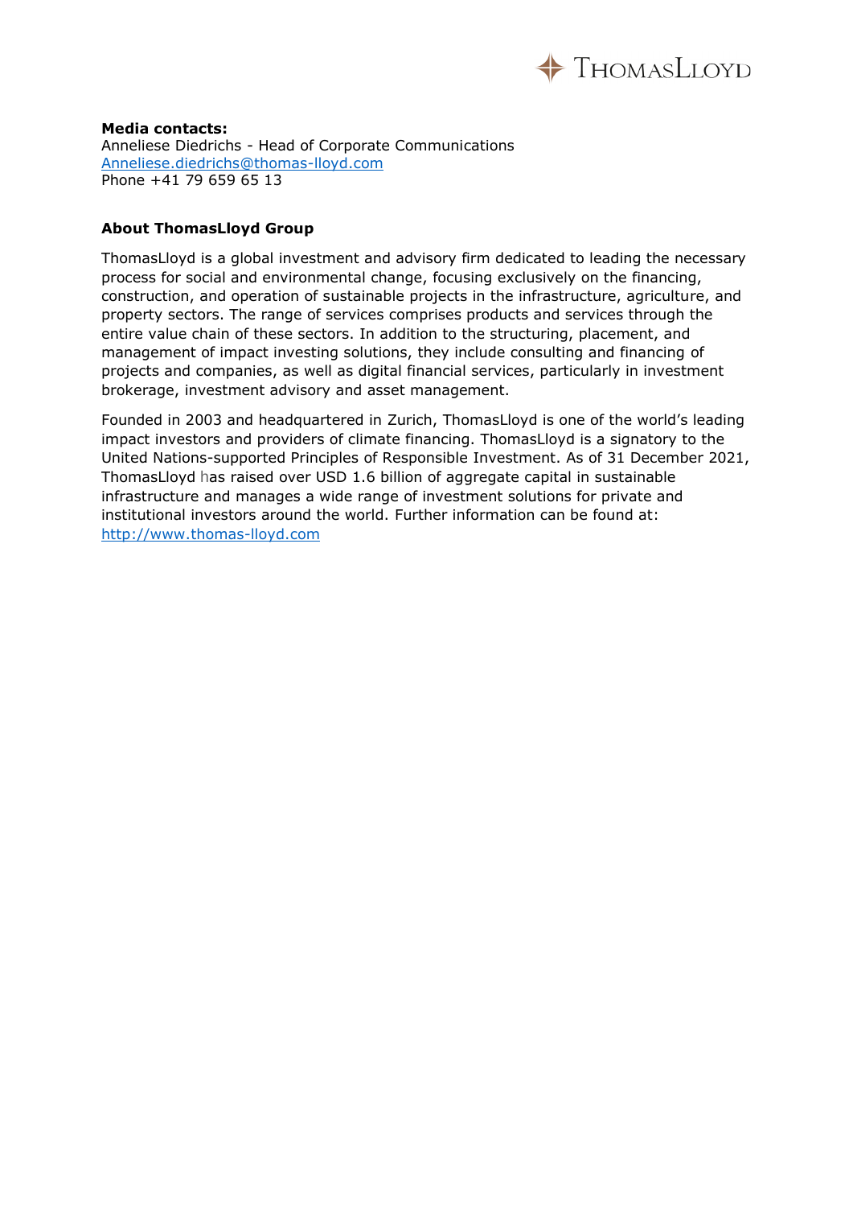**Media contacts:**
Anneliese Diedrichs - Head of Corporate Communications
Anneliese.diedrichs@thomas-lloyd.com
Phone +41 79 659 65 13

## About ThomasLloyd Group

ThomasLloyd is a global investment and advisory firm dedicated to leading the necessary process for social and environmental change, focusing exclusively on the financing, construction, and operation of sustainable projects in the infrastructure, agriculture, and property sectors. The range of services comprises products and services through the entire value chain of these sectors. In addition to the structuring, placement, and management of impact investing solutions, they include consulting and financing of projects and companies, as well as digital financial services, particularly in investment brokerage, investment advisory and asset management.

Founded in 2003 and headquartered in Zurich, ThomasLloyd is one of the world's leading impact investors and providers of climate financing. ThomasLloyd is a signatory to the United Nations-supported Principles of Responsible Investment. As of 31 December 2021, ThomasLloyd has raised over USD 1.6 billion of aggregate capital in sustainable infrastructure and manages a wide range of investment solutions for private and institutional investors around the world. Further information can be found at: http://www.thomas-lloyd.com